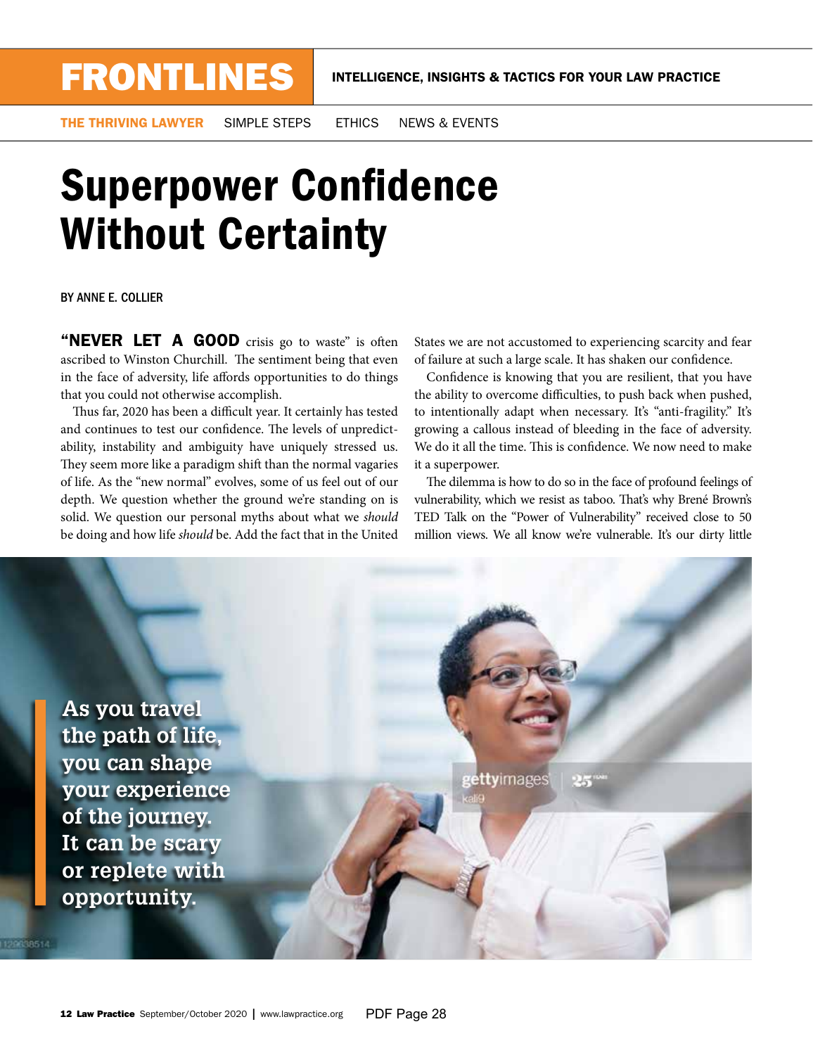# FRONTLINES

INTELLIGENCE, INSIGHTS & TACTICS FOR YOUR LAW PRACTICE

THE THRIVING LAWYER | SIMPLE STEPS | ETHICS | NEWS & EVENTS

# Superpower Confidence Without Certainty

BY ANNE E. COLLIER

**"NEVER LET A GOOD** crisis go to waste" is often ascribed to Winston Churchill. The sentiment being that even in the face of adversity, life affords opportunities to do things that you could not otherwise accomplish.

Thus far, 2020 has been a difficult year. It certainly has tested and continues to test our confidence. The levels of unpredictability, instability and ambiguity have uniquely stressed us. They seem more like a paradigm shift than the normal vagaries of life. As the "new normal" evolves, some of us feel out of our depth. We question whether the ground we're standing on is solid. We question our personal myths about what we *should* be doing and how life *should* be. Add the fact that in the United States we are not accustomed to experiencing scarcity and fear of failure at such a large scale. It has shaken our confidence.

Confidence is knowing that you are resilient, that you have the ability to overcome difficulties, to push back when pushed, to intentionally adapt when necessary. It's "anti-fragility." It's growing a callous instead of bleeding in the face of adversity. We do it all the time. This is confidence. We now need to make it a superpower.

The dilemma is how to do so in the face of profound feelings of vulnerability, which we resist as taboo. That's why Brené Brown's TED Talk on the "Power of Vulnerability" received close to 50 million views. We all know we're vulnerable. It's our dirty little

> As you travel the path of life, you can shape your experience of the journey. It can be scary or replete with opportunity.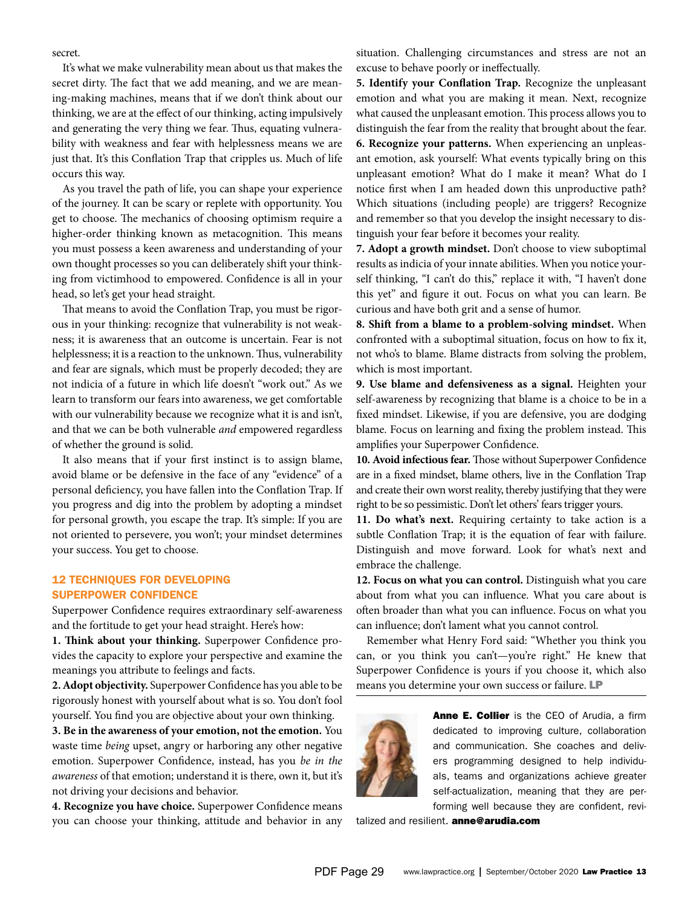secret.

It's what we make vulnerability mean about us that makes the secret dirty. The fact that we add meaning, and we are meaning-making machines, means that if we don't think about our thinking, we are at the effect of our thinking, acting impulsively and generating the very thing we fear. Thus, equating vulnerability with weakness and fear with helplessness means we are just that. It's this Conflation Trap that cripples us. Much of life occurs this way.

As you travel the path of life, you can shape your experience of the journey. It can be scary or replete with opportunity. You get to choose. The mechanics of choosing optimism require a higher-order thinking known as metacognition. This means you must possess a keen awareness and understanding of your own thought processes so you can deliberately shift your thinking from victimhood to empowered. Confidence is all in your head, so let's get your head straight.

That means to avoid the Conflation Trap, you must be rigorous in your thinking: recognize that vulnerability is not weakness; it is awareness that an outcome is uncertain. Fear is not helplessness; it is a reaction to the unknown. Thus, vulnerability and fear are signals, which must be properly decoded; they are not indicia of a future in which life doesn't "work out." As we learn to transform our fears into awareness, we get comfortable with our vulnerability because we recognize what it is and isn't, and that we can be both vulnerable *and* empowered regardless of whether the ground is solid.

It also means that if your first instinct is to assign blame, avoid blame or be defensive in the face of any "evidence" of a personal deficiency, you have fallen into the Conflation Trap. If you progress and dig into the problem by adopting a mindset for personal growth, you escape the trap. It's simple: If you are not oriented to persevere, you won't; your mindset determines your success. You get to choose.

## 12 TECHNIQUES FOR DEVELOPING SUPERPOWER CONFIDENCE

Superpower Confidence requires extraordinary self-awareness and the fortitude to get your head straight. Here's how:

**1. Think about your thinking.** Superpower Confidence provides the capacity to explore your perspective and examine the meanings you attribute to feelings and facts.

**2. Adopt objectivity.** Superpower Confidence has you able to be rigorously honest with yourself about what is so. You don't fool yourself. You find you are objective about your own thinking.

**3. Be in the awareness of your emotion, not the emotion.** You waste time *being* upset, angry or harboring any other negative emotion. Superpower Confidence, instead, has you *be in the awareness* of that emotion; understand it is there, own it, but it's not driving your decisions and behavior.

**4. Recognize you have choice.** Superpower Confidence means you can choose your thinking, attitude and behavior in any situation. Challenging circumstances and stress are not an excuse to behave poorly or ineffectually.

**5. Identify your Conflation Trap.** Recognize the unpleasant emotion and what you are making it mean. Next, recognize what caused the unpleasant emotion. This process allows you to distinguish the fear from the reality that brought about the fear.

**6. Recognize your patterns.** When experiencing an unpleasant emotion, ask yourself: What events typically bring on this unpleasant emotion? What do I make it mean? What do I notice first when I am headed down this unproductive path? Which situations (including people) are triggers? Recognize and remember so that you develop the insight necessary to distinguish your fear before it becomes your reality.

**7. Adopt a growth mindset.** Don't choose to view suboptimal results as indicia of your innate abilities. When you notice yourself thinking, "I can't do this," replace it with, "I haven't done this yet" and figure it out. Focus on what you can learn. Be curious and have both grit and a sense of humor.

**8. Shift from a blame to a problem-solving mindset.** When confronted with a suboptimal situation, focus on how to fix it, not who's to blame. Blame distracts from solving the problem, which is most important.

**9. Use blame and defensiveness as a signal.** Heighten your self-awareness by recognizing that blame is a choice to be in a fixed mindset. Likewise, if you are defensive, you are dodging blame. Focus on learning and fixing the problem instead. This amplifies your Superpower Confidence.

**10. Avoid infectious fear.** Those without Superpower Confidence are in a fixed mindset, blame others, live in the Conflation Trap and create their own worst reality, thereby justifying that they were right to be so pessimistic. Don't let others' fears trigger yours.

**11. Do what's next.** Requiring certainty to take action is a subtle Conflation Trap; it is the equation of fear with failure. Distinguish and move forward. Look for what's next and embrace the challenge.

**12. Focus on what you can control.** Distinguish what you care about from what you can influence. What you care about is often broader than what you can influence. Focus on what you can influence; don't lament what you cannot control.

Remember what Henry Ford said: "Whether you think you can, or you think you can't—you're right." He knew that Superpower Confidence is yours if you choose it, which also means you determine your own success or failure. **LP**

**Anne E. Collier** is the CEO of Arudia, a firm dedicated to improving culture, collaboration and communication. She coaches and delivers programming designed to help individuals, teams and organizations achieve greater self-actualization, meaning that they are performing well because they are confident, revitalized and resilient. **anne@arudia.com**